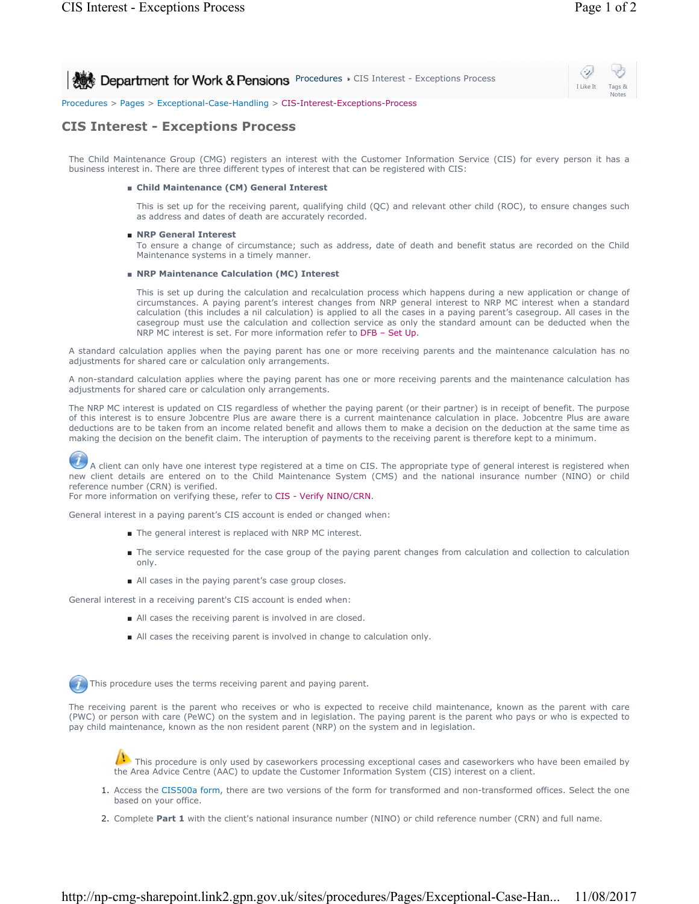Department for Work & Pensions Procedures ▸ CIS Interest - Exceptions Process

Procedures > Pages > Exceptional-Case-Handling > CIS-Interest-Exceptions-Process

# CIS Interest - Exceptions Process

The Child Maintenance Group (CMG) registers an interest with the Customer Information Service (CIS) for every person it has a business interest in. There are three different types of interest that can be registered with CIS:

- **Child Maintenance (CM) General Interest**

  This is set up for the receiving parent, qualifying child (QC) and relevant other child (ROC), to ensure changes such as address and dates of death are accurately recorded.

- **NRP General Interest**
  To ensure a change of circumstance; such as address, date of death and benefit status are recorded on the Child Maintenance systems in a timely manner.

- **NRP Maintenance Calculation (MC) Interest**

  This is set up during the calculation and recalculation process which happens during a new application or change of circumstances. A paying parent's interest changes from NRP general interest to NRP MC interest when a standard calculation (this includes a nil calculation) is applied to all the cases in a paying parent's casegroup. All cases in the casegroup must use the calculation and collection service as only the standard amount can be deducted when the NRP MC interest is set. For more information refer to DFB – Set Up.

A standard calculation applies when the paying parent has one or more receiving parents and the maintenance calculation has no adjustments for shared care or calculation only arrangements.

A non-standard calculation applies where the paying parent has one or more receiving parents and the maintenance calculation has adjustments for shared care or calculation only arrangements.

The NRP MC interest is updated on CIS regardless of whether the paying parent (or their partner) is in receipt of benefit. The purpose of this interest is to ensure Jobcentre Plus are aware there is a current maintenance calculation in place. Jobcentre Plus are aware deductions are to be taken from an income related benefit and allows them to make a decision on the deduction at the same time as making the decision on the benefit claim. The interuption of payments to the receiving parent is therefore kept to a minimum.

A client can only have one interest type registered at a time on CIS. The appropriate type of general interest is registered when new client details are entered on to the Child Maintenance System (CMS) and the national insurance number (NINO) or child reference number (CRN) is verified.
For more information on verifying these, refer to CIS - Verify NINO/CRN.

General interest in a paying parent's CIS account is ended or changed when:

- The general interest is replaced with NRP MC interest.
- The service requested for the case group of the paying parent changes from calculation and collection to calculation only.
- All cases in the paying parent's case group closes.

General interest in a receiving parent's CIS account is ended when:

- All cases the receiving parent is involved in are closed.
- All cases the receiving parent is involved in change to calculation only.

This procedure uses the terms receiving parent and paying parent.

The receiving parent is the parent who receives or who is expected to receive child maintenance, known as the parent with care (PWC) or person with care (PeWC) on the system and in legislation. The paying parent is the parent who pays or who is expected to pay child maintenance, known as the non resident parent (NRP) on the system and in legislation.

This procedure is only used by caseworkers processing exceptional cases and caseworkers who have been emailed by the Area Advice Centre (AAC) to update the Customer Information System (CIS) interest on a client.

1. Access the CIS500a form, there are two versions of the form for transformed and non-transformed offices. Select the one based on your office.
2. Complete **Part 1** with the client's national insurance number (NINO) or child reference number (CRN) and full name.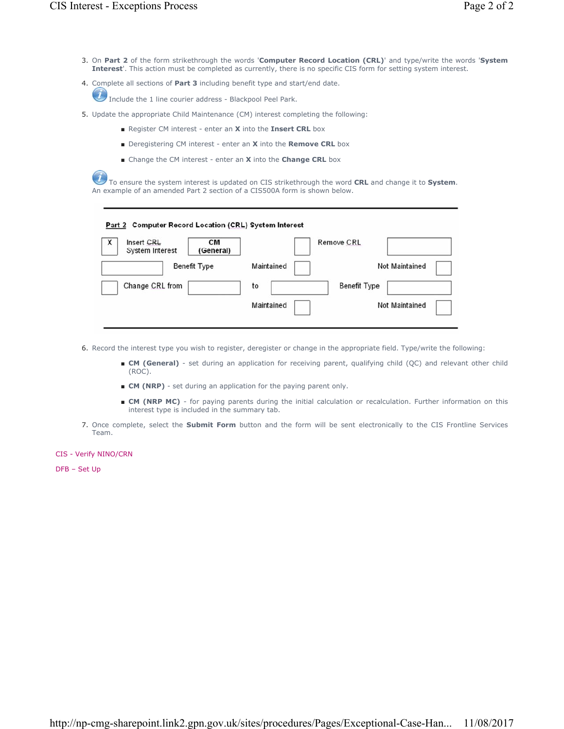3. On **Part 2** of the form strikethrough the words '**Computer Record Location (CRL)**' and type/write the words '**System Interest**'. This action must be completed as currently, there is no specific CIS form for setting system interest.

4. Complete all sections of **Part 3** including benefit type and start/end date.

   Include the 1 line courier address - Blackpool Peel Park.

5. Update the appropriate Child Maintenance (CM) interest completing the following:

   - Register CM interest - enter an **X** into the **Insert CRL** box
   - Deregistering CM interest - enter an **X** into the **Remove CRL** box
   - Change the CM interest - enter an **X** into the **Change CRL** box

   To ensure the system interest is updated on CIS strikethrough the word **CRL** and change it to **System**. An example of an amended Part 2 section of a CIS500A form is shown below.

**Part 2** Computer Record Location (~~CRL~~) System Interest

| | | | | | | | |
|---|---|---|---|---|---|---|---|
| X | Insert ~~CRL~~ System Interest | CM (General) | | | Remove CRL | | |
| | Benefit Type | | Maintained | | | Not Maintained | |
| | Change CRL from | | to | | Benefit Type | | |
| | | | Maintained | | | Not Maintained | |

6. Record the interest type you wish to register, deregister or change in the appropriate field. Type/write the following:

   - **CM (General)** - set during an application for receiving parent, qualifying child (QC) and relevant other child (ROC).
   - **CM (NRP)** - set during an application for the paying parent only.
   - **CM (NRP MC)** - for paying parents during the initial calculation or recalculation. Further information on this interest type is included in the summary tab.

7. Once complete, select the **Submit Form** button and the form will be sent electronically to the CIS Frontline Services Team.

CIS - Verify NINO/CRN

DFB – Set Up